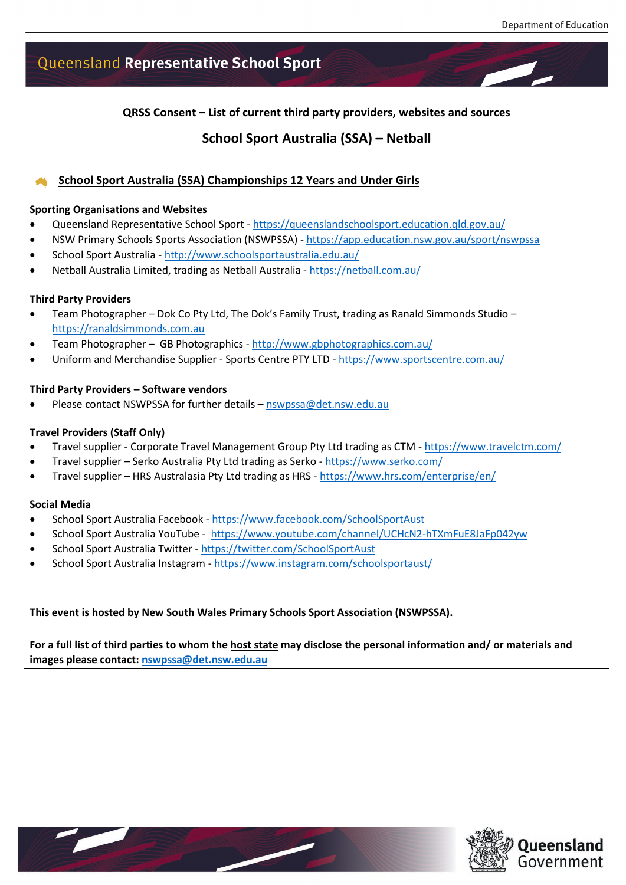# Queensland Representative School Sport

**QRSS Consent – List of current third party providers, websites and sources**

## School Sport Australia (SSA) – Netball

### School Sport Australia (SSA) Championships 12 Years and Under Girls

**Sporting Organisations and Websites**

- Queensland Representative School Sport - https://queenslandschoolsport.education.qld.gov.au/
- NSW Primary Schools Sports Association (NSWPSSA) - https://app.education.nsw.gov.au/sport/nswpssa
- School Sport Australia - http://www.schoolsportaustralia.edu.au/
- Netball Australia Limited, trading as Netball Australia - https://netball.com.au/

**Third Party Providers**

- Team Photographer – Dok Co Pty Ltd, The Dok's Family Trust, trading as Ranald Simmonds Studio – https://ranaldsimmonds.com.au
- Team Photographer – GB Photographics - http://www.gbphotographics.com.au/
- Uniform and Merchandise Supplier - Sports Centre PTY LTD - https://www.sportscentre.com.au/

**Third Party Providers – Software vendors**

- Please contact NSWPSSA for further details – nswpssa@det.nsw.edu.au

**Travel Providers (Staff Only)**

- Travel supplier - Corporate Travel Management Group Pty Ltd trading as CTM - https://www.travelctm.com/
- Travel supplier – Serko Australia Pty Ltd trading as Serko - https://www.serko.com/
- Travel supplier – HRS Australasia Pty Ltd trading as HRS - https://www.hrs.com/enterprise/en/

**Social Media**

- School Sport Australia Facebook - https://www.facebook.com/SchoolSportAust
- School Sport Australia YouTube - https://www.youtube.com/channel/UCHcN2-hTXmFuE8JaFp042yw
- School Sport Australia Twitter - https://twitter.com/SchoolSportAust
- School Sport Australia Instagram - https://www.instagram.com/schoolsportaust/

**This event is hosted by New South Wales Primary Schools Sport Association (NSWPSSA).**

**For a full list of third parties to whom the host state may disclose the personal information and/ or materials and images please contact: nswpssa@det.nsw.edu.au**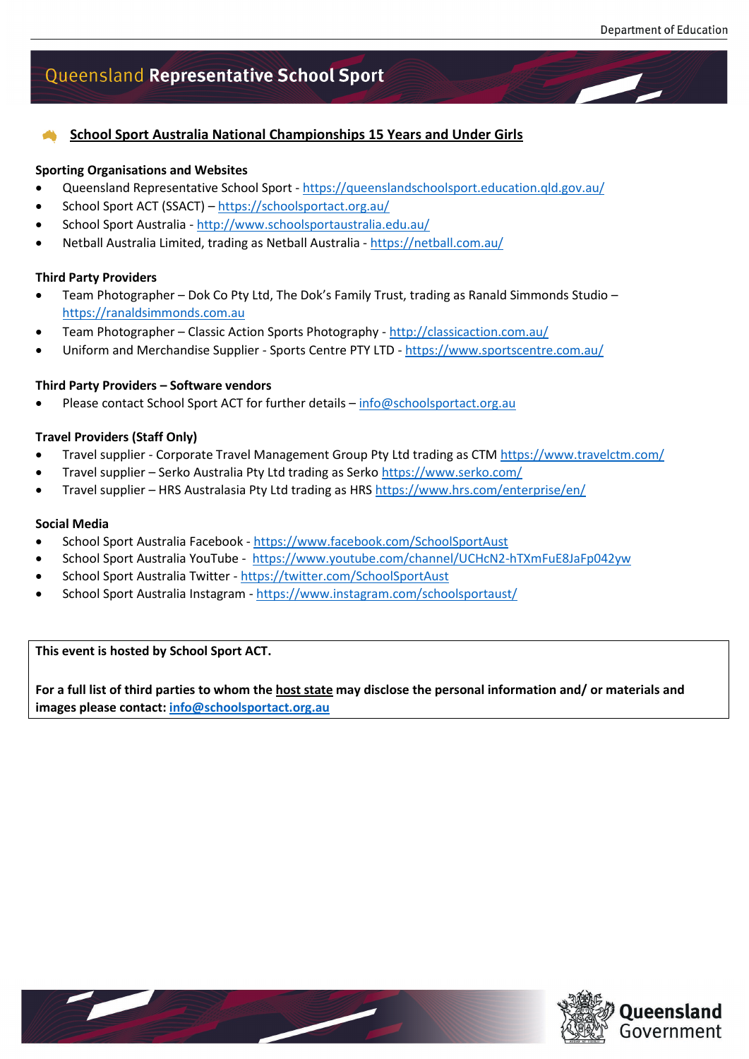# Queensland Representative School Sport

## School Sport Australia National Championships 15 Years and Under Girls

**Sporting Organisations and Websites**

- Queensland Representative School Sport - https://queenslandschoolsport.education.qld.gov.au/
- School Sport ACT (SSACT) – https://schoolsportact.org.au/
- School Sport Australia - http://www.schoolsportaustralia.edu.au/
- Netball Australia Limited, trading as Netball Australia - https://netball.com.au/

**Third Party Providers**

- Team Photographer – Dok Co Pty Ltd, The Dok's Family Trust, trading as Ranald Simmonds Studio – https://ranaldsimmonds.com.au
- Team Photographer – Classic Action Sports Photography - http://classicaction.com.au/
- Uniform and Merchandise Supplier - Sports Centre PTY LTD - https://www.sportscentre.com.au/

**Third Party Providers – Software vendors**

- Please contact School Sport ACT for further details – info@schoolsportact.org.au

**Travel Providers (Staff Only)**

- Travel supplier - Corporate Travel Management Group Pty Ltd trading as CTM https://www.travelctm.com/
- Travel supplier – Serko Australia Pty Ltd trading as Serko https://www.serko.com/
- Travel supplier – HRS Australasia Pty Ltd trading as HRS https://www.hrs.com/enterprise/en/

**Social Media**

- School Sport Australia Facebook - https://www.facebook.com/SchoolSportAust
- School Sport Australia YouTube - https://www.youtube.com/channel/UCHcN2-hTXmFuE8JaFp042yw
- School Sport Australia Twitter - https://twitter.com/SchoolSportAust
- School Sport Australia Instagram - https://www.instagram.com/schoolsportaust/

**This event is hosted by School Sport ACT.**

**For a full list of third parties to whom the host state may disclose the personal information and/ or materials and images please contact: info@schoolsportact.org.au**